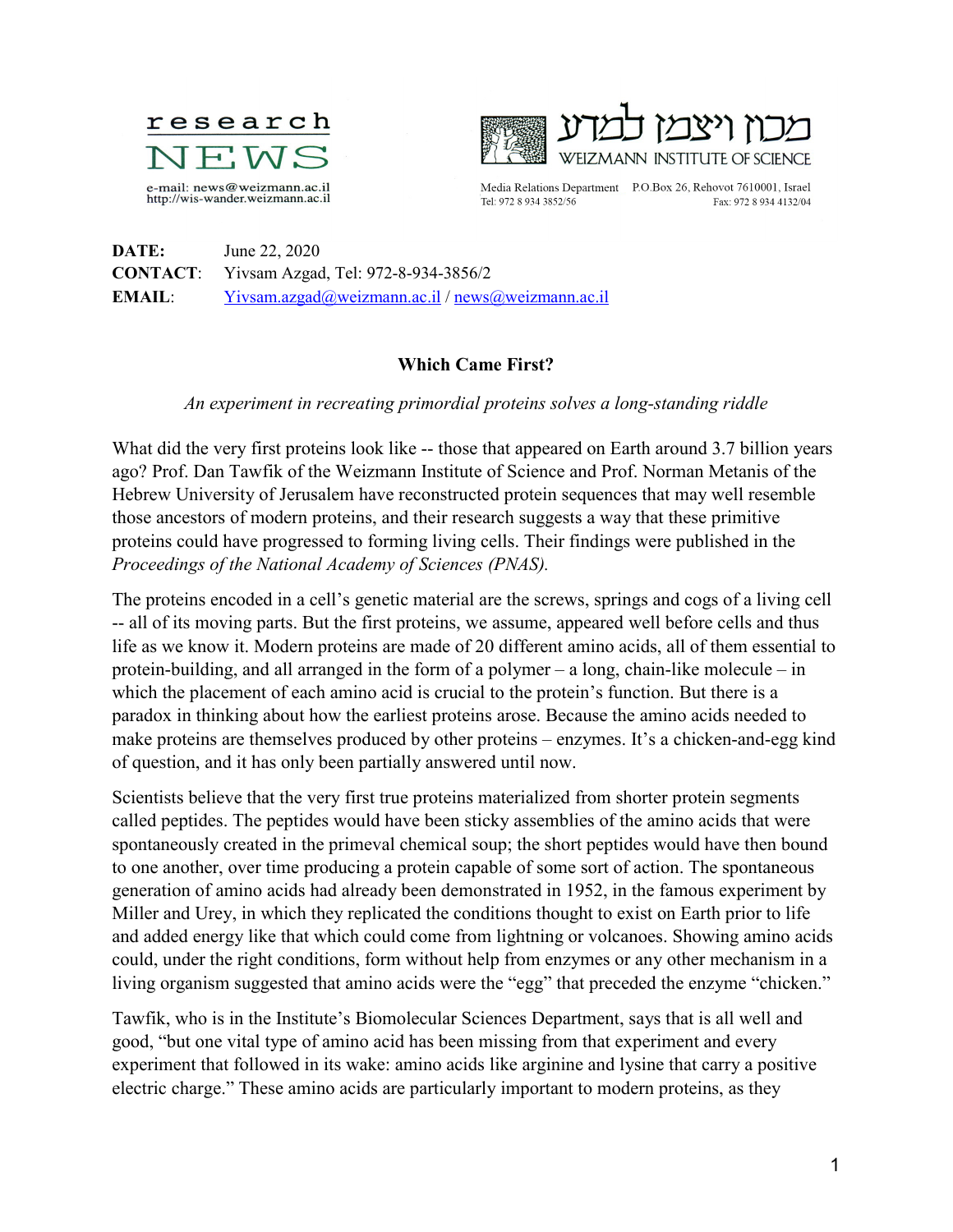research NEWS

e-mail: news@weizmann.ac.il
http://wis-wander.weizmann.ac.il

מכון ויצמן למדע
WEIZMANN INSTITUTE OF SCIENCE

Media Relations Department P.O.Box 26, Rehovot 7610001, Israel
Tel: 972 8 934 3852/56 Fax: 972 8 934 4132/04

**DATE:** June 22, 2020
**CONTACT:** Yivsam Azgad, Tel: 972-8-934-3856/2
**EMAIL:** Yivsam.azgad@weizmann.ac.il / news@weizmann.ac.il

## Which Came First?

*An experiment in recreating primordial proteins solves a long-standing riddle*

What did the very first proteins look like -- those that appeared on Earth around 3.7 billion years ago? Prof. Dan Tawfik of the Weizmann Institute of Science and Prof. Norman Metanis of the Hebrew University of Jerusalem have reconstructed protein sequences that may well resemble those ancestors of modern proteins, and their research suggests a way that these primitive proteins could have progressed to forming living cells. Their findings were published in the *Proceedings of the National Academy of Sciences (PNAS).*

The proteins encoded in a cell's genetic material are the screws, springs and cogs of a living cell -- all of its moving parts. But the first proteins, we assume, appeared well before cells and thus life as we know it. Modern proteins are made of 20 different amino acids, all of them essential to protein-building, and all arranged in the form of a polymer – a long, chain-like molecule – in which the placement of each amino acid is crucial to the protein's function. But there is a paradox in thinking about how the earliest proteins arose. Because the amino acids needed to make proteins are themselves produced by other proteins – enzymes. It's a chicken-and-egg kind of question, and it has only been partially answered until now.

Scientists believe that the very first true proteins materialized from shorter protein segments called peptides. The peptides would have been sticky assemblies of the amino acids that were spontaneously created in the primeval chemical soup; the short peptides would have then bound to one another, over time producing a protein capable of some sort of action. The spontaneous generation of amino acids had already been demonstrated in 1952, in the famous experiment by Miller and Urey, in which they replicated the conditions thought to exist on Earth prior to life and added energy like that which could come from lightning or volcanoes. Showing amino acids could, under the right conditions, form without help from enzymes or any other mechanism in a living organism suggested that amino acids were the "egg" that preceded the enzyme "chicken."

Tawfik, who is in the Institute's Biomolecular Sciences Department, says that is all well and good, "but one vital type of amino acid has been missing from that experiment and every experiment that followed in its wake: amino acids like arginine and lysine that carry a positive electric charge." These amino acids are particularly important to modern proteins, as they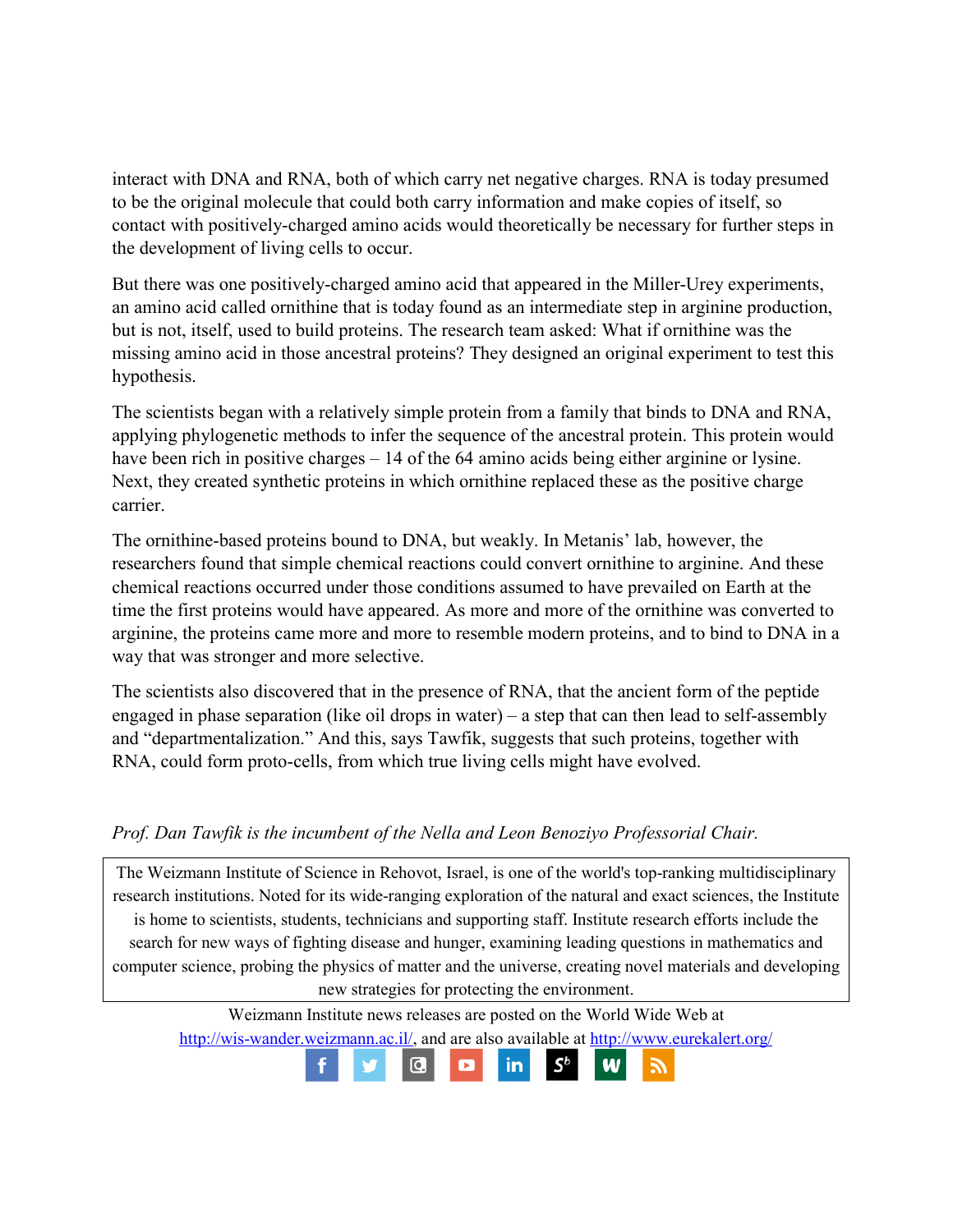interact with DNA and RNA, both of which carry net negative charges. RNA is today presumed to be the original molecule that could both carry information and make copies of itself, so contact with positively-charged amino acids would theoretically be necessary for further steps in the development of living cells to occur.

But there was one positively-charged amino acid that appeared in the Miller-Urey experiments, an amino acid called ornithine that is today found as an intermediate step in arginine production, but is not, itself, used to build proteins. The research team asked: What if ornithine was the missing amino acid in those ancestral proteins? They designed an original experiment to test this hypothesis.

The scientists began with a relatively simple protein from a family that binds to DNA and RNA, applying phylogenetic methods to infer the sequence of the ancestral protein. This protein would have been rich in positive charges – 14 of the 64 amino acids being either arginine or lysine. Next, they created synthetic proteins in which ornithine replaced these as the positive charge carrier.

The ornithine-based proteins bound to DNA, but weakly. In Metanis' lab, however, the researchers found that simple chemical reactions could convert ornithine to arginine. And these chemical reactions occurred under those conditions assumed to have prevailed on Earth at the time the first proteins would have appeared. As more and more of the ornithine was converted to arginine, the proteins came more and more to resemble modern proteins, and to bind to DNA in a way that was stronger and more selective.

The scientists also discovered that in the presence of RNA, that the ancient form of the peptide engaged in phase separation (like oil drops in water) – a step that can then lead to self-assembly and "departmentalization." And this, says Tawfik, suggests that such proteins, together with RNA, could form proto-cells, from which true living cells might have evolved.

*Prof. Dan Tawfik is the incumbent of the Nella and Leon Benoziyo Professorial Chair.*

The Weizmann Institute of Science in Rehovot, Israel, is one of the world's top-ranking multidisciplinary research institutions. Noted for its wide-ranging exploration of the natural and exact sciences, the Institute is home to scientists, students, technicians and supporting staff. Institute research efforts include the search for new ways of fighting disease and hunger, examining leading questions in mathematics and computer science, probing the physics of matter and the universe, creating novel materials and developing new strategies for protecting the environment.

Weizmann Institute news releases are posted on the World Wide Web at http://wis-wander.weizmann.ac.il/, and are also available at http://www.eurekalert.org/